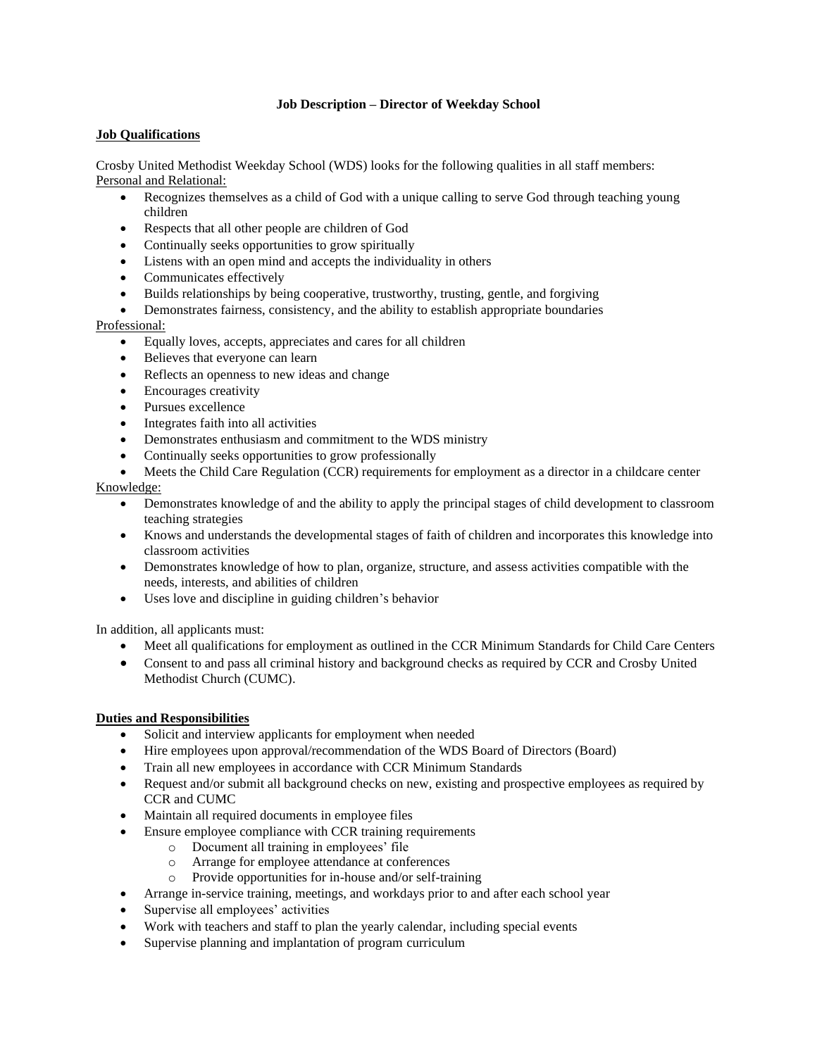**Job Description – Director of Weekday School**

**Job Qualifications**

Crosby United Methodist Weekday School (WDS) looks for the following qualities in all staff members:

Personal and Relational:

- Recognizes themselves as a child of God with a unique calling to serve God through teaching young children
- Respects that all other people are children of God
- Continually seeks opportunities to grow spiritually
- Listens with an open mind and accepts the individuality in others
- Communicates effectively
- Builds relationships by being cooperative, trustworthy, trusting, gentle, and forgiving
- Demonstrates fairness, consistency, and the ability to establish appropriate boundaries

Professional:

- Equally loves, accepts, appreciates and cares for all children
- Believes that everyone can learn
- Reflects an openness to new ideas and change
- Encourages creativity
- Pursues excellence
- Integrates faith into all activities
- Demonstrates enthusiasm and commitment to the WDS ministry
- Continually seeks opportunities to grow professionally
- Meets the Child Care Regulation (CCR) requirements for employment as a director in a childcare center

Knowledge:

- Demonstrates knowledge of and the ability to apply the principal stages of child development to classroom teaching strategies
- Knows and understands the developmental stages of faith of children and incorporates this knowledge into classroom activities
- Demonstrates knowledge of how to plan, organize, structure, and assess activities compatible with the needs, interests, and abilities of children
- Uses love and discipline in guiding children's behavior

In addition, all applicants must:

- Meet all qualifications for employment as outlined in the CCR Minimum Standards for Child Care Centers
- Consent to and pass all criminal history and background checks as required by CCR and Crosby United Methodist Church (CUMC).

**Duties and Responsibilities**

- Solicit and interview applicants for employment when needed
- Hire employees upon approval/recommendation of the WDS Board of Directors (Board)
- Train all new employees in accordance with CCR Minimum Standards
- Request and/or submit all background checks on new, existing and prospective employees as required by CCR and CUMC
- Maintain all required documents in employee files
- Ensure employee compliance with CCR training requirements
    - Document all training in employees' file
    - Arrange for employee attendance at conferences
    - Provide opportunities for in-house and/or self-training
- Arrange in-service training, meetings, and workdays prior to and after each school year
- Supervise all employees' activities
- Work with teachers and staff to plan the yearly calendar, including special events
- Supervise planning and implantation of program curriculum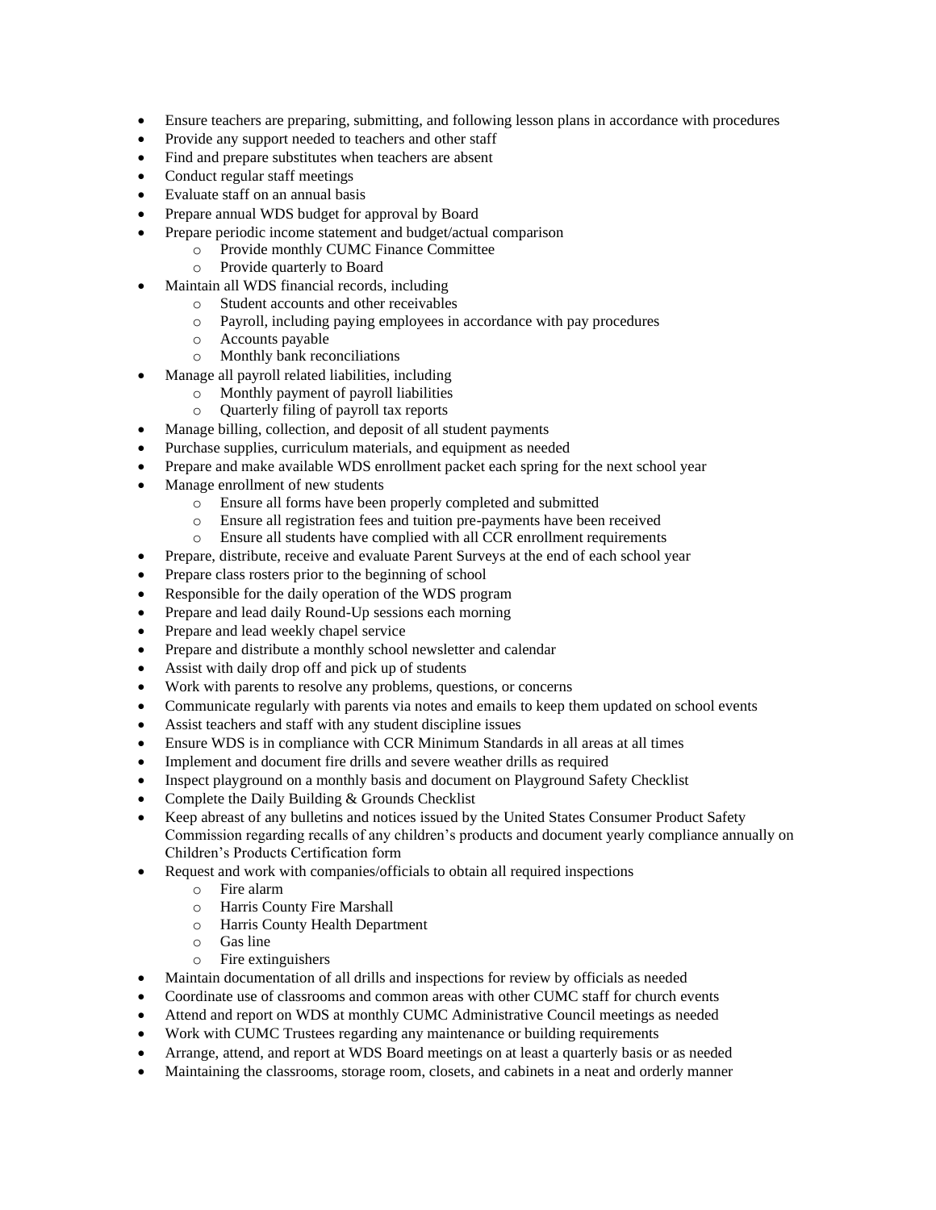- Ensure teachers are preparing, submitting, and following lesson plans in accordance with procedures
- Provide any support needed to teachers and other staff
- Find and prepare substitutes when teachers are absent
- Conduct regular staff meetings
- Evaluate staff on an annual basis
- Prepare annual WDS budget for approval by Board
- Prepare periodic income statement and budget/actual comparison
  - Provide monthly CUMC Finance Committee
  - Provide quarterly to Board
- Maintain all WDS financial records, including
  - Student accounts and other receivables
  - Payroll, including paying employees in accordance with pay procedures
  - Accounts payable
  - Monthly bank reconciliations
- Manage all payroll related liabilities, including
  - Monthly payment of payroll liabilities
  - Quarterly filing of payroll tax reports
- Manage billing, collection, and deposit of all student payments
- Purchase supplies, curriculum materials, and equipment as needed
- Prepare and make available WDS enrollment packet each spring for the next school year
- Manage enrollment of new students
  - Ensure all forms have been properly completed and submitted
  - Ensure all registration fees and tuition pre-payments have been received
  - Ensure all students have complied with all CCR enrollment requirements
- Prepare, distribute, receive and evaluate Parent Surveys at the end of each school year
- Prepare class rosters prior to the beginning of school
- Responsible for the daily operation of the WDS program
- Prepare and lead daily Round-Up sessions each morning
- Prepare and lead weekly chapel service
- Prepare and distribute a monthly school newsletter and calendar
- Assist with daily drop off and pick up of students
- Work with parents to resolve any problems, questions, or concerns
- Communicate regularly with parents via notes and emails to keep them updated on school events
- Assist teachers and staff with any student discipline issues
- Ensure WDS is in compliance with CCR Minimum Standards in all areas at all times
- Implement and document fire drills and severe weather drills as required
- Inspect playground on a monthly basis and document on Playground Safety Checklist
- Complete the Daily Building & Grounds Checklist
- Keep abreast of any bulletins and notices issued by the United States Consumer Product Safety Commission regarding recalls of any children's products and document yearly compliance annually on Children's Products Certification form
- Request and work with companies/officials to obtain all required inspections
  - Fire alarm
  - Harris County Fire Marshall
  - Harris County Health Department
  - Gas line
  - Fire extinguishers
- Maintain documentation of all drills and inspections for review by officials as needed
- Coordinate use of classrooms and common areas with other CUMC staff for church events
- Attend and report on WDS at monthly CUMC Administrative Council meetings as needed
- Work with CUMC Trustees regarding any maintenance or building requirements
- Arrange, attend, and report at WDS Board meetings on at least a quarterly basis or as needed
- Maintaining the classrooms, storage room, closets, and cabinets in a neat and orderly manner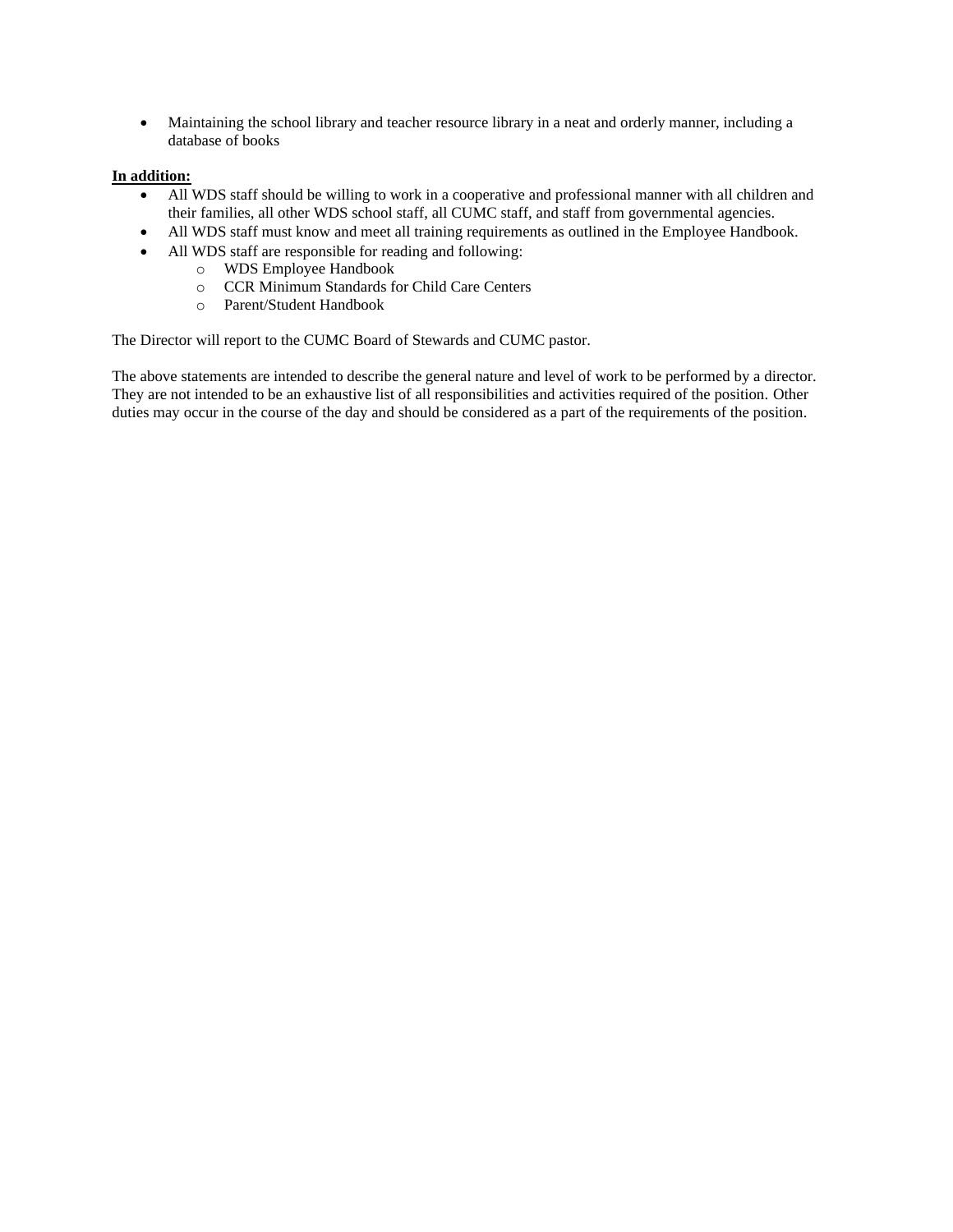- Maintaining the school library and teacher resource library in a neat and orderly manner, including a database of books

**<u>In addition:</u>**

- All WDS staff should be willing to work in a cooperative and professional manner with all children and their families, all other WDS school staff, all CUMC staff, and staff from governmental agencies.
- All WDS staff must know and meet all training requirements as outlined in the Employee Handbook.
- All WDS staff are responsible for reading and following:
  - WDS Employee Handbook
  - CCR Minimum Standards for Child Care Centers
  - Parent/Student Handbook

The Director will report to the CUMC Board of Stewards and CUMC pastor.

The above statements are intended to describe the general nature and level of work to be performed by a director. They are not intended to be an exhaustive list of all responsibilities and activities required of the position. Other duties may occur in the course of the day and should be considered as a part of the requirements of the position.